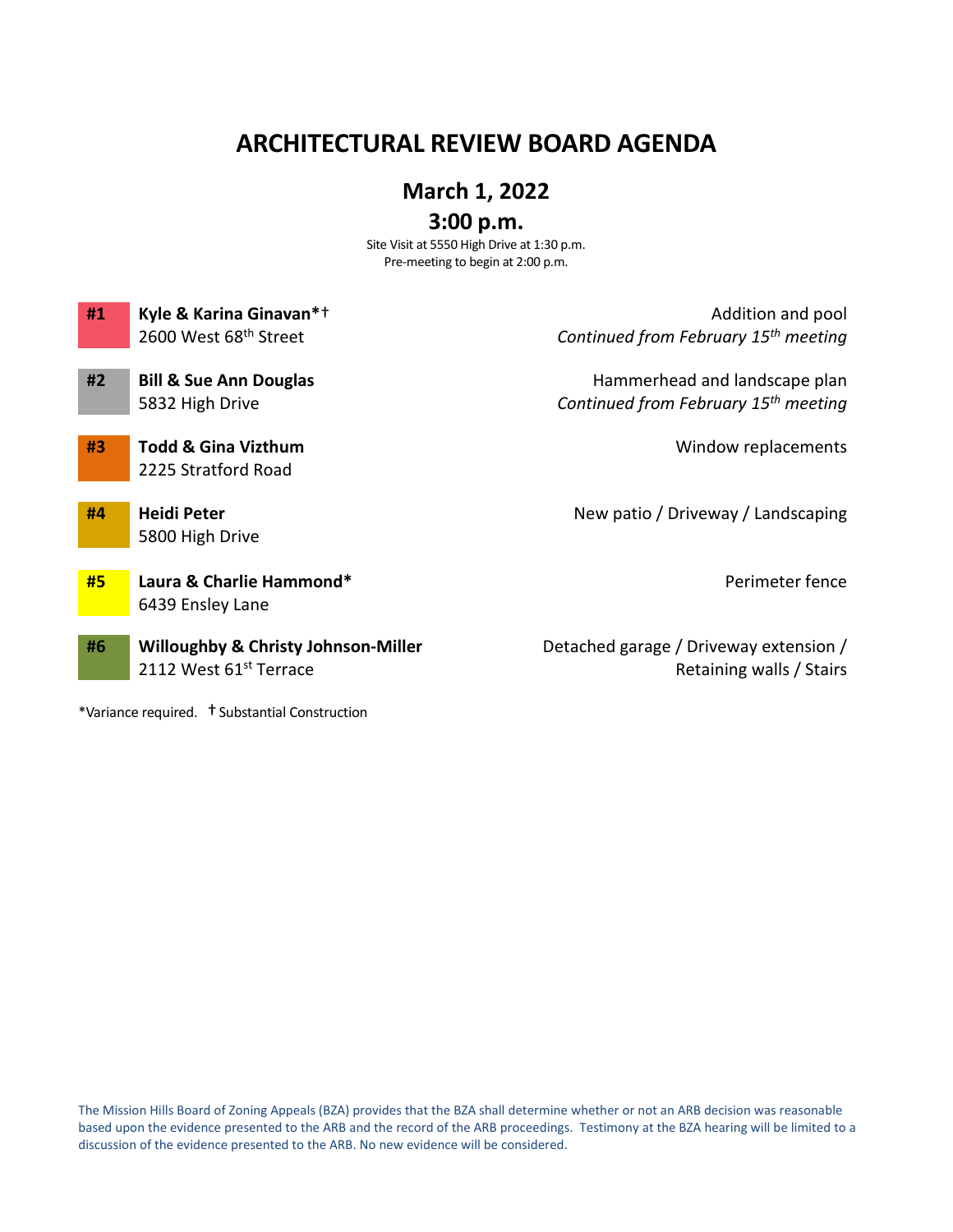# ARCHITECTURAL REVIEW BOARD AGENDA

## March 1, 2022

## 3:00 p.m.

Site Visit at 5550 High Drive at 1:30 p.m.
Pre-meeting to begin at 2:00 p.m.

| # | Applicant / Address | Project |
|---|---|---|
| #1 | **Kyle & Karina Ginavan*†**<br>2600 West 68th Street | Addition and pool<br>*Continued from February 15th meeting* |
| #2 | **Bill & Sue Ann Douglas**<br>5832 High Drive | Hammerhead and landscape plan<br>*Continued from February 15th meeting* |
| #3 | **Todd & Gina Vizthum**<br>2225 Stratford Road | Window replacements |
| #4 | **Heidi Peter**<br>5800 High Drive | New patio / Driveway / Landscaping |
| #5 | **Laura & Charlie Hammond***<br>6439 Ensley Lane | Perimeter fence |
| #6 | **Willoughby & Christy Johnson-Miller**<br>2112 West 61st Terrace | Detached garage / Driveway extension / Retaining walls / Stairs |

*Variance required. † Substantial Construction

The Mission Hills Board of Zoning Appeals (BZA) provides that the BZA shall determine whether or not an ARB decision was reasonable based upon the evidence presented to the ARB and the record of the ARB proceedings. Testimony at the BZA hearing will be limited to a discussion of the evidence presented to the ARB. No new evidence will be considered.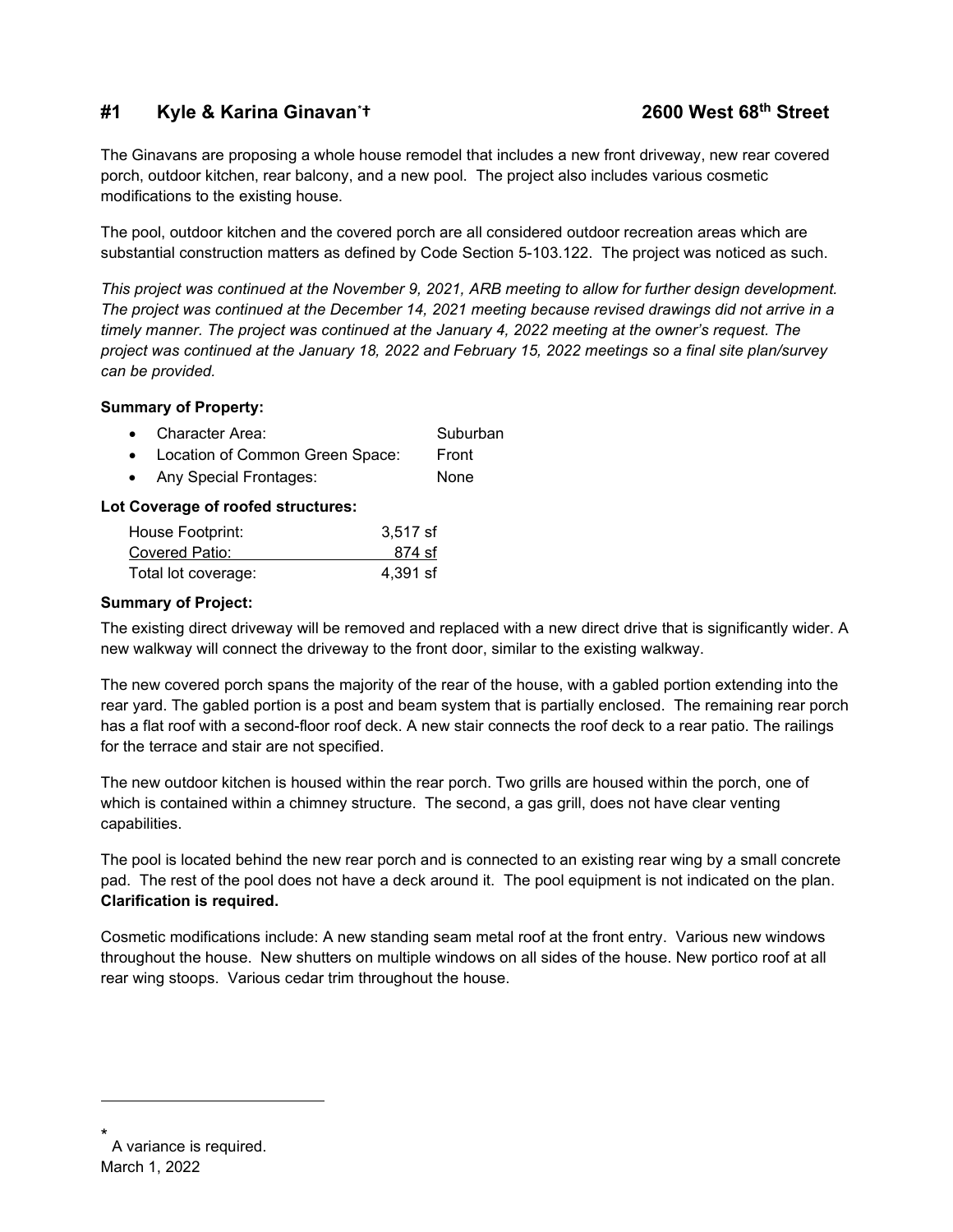## #1 Kyle & Karina Ginavan*† 2600 West 68th Street

The Ginavans are proposing a whole house remodel that includes a new front driveway, new rear covered porch, outdoor kitchen, rear balcony, and a new pool. The project also includes various cosmetic modifications to the existing house.

The pool, outdoor kitchen and the covered porch are all considered outdoor recreation areas which are substantial construction matters as defined by Code Section 5-103.122. The project was noticed as such.

*This project was continued at the November 9, 2021, ARB meeting to allow for further design development. The project was continued at the December 14, 2021 meeting because revised drawings did not arrive in a timely manner. The project was continued at the January 4, 2022 meeting at the owner's request. The project was continued at the January 18, 2022 and February 15, 2022 meetings so a final site plan/survey can be provided.*

**Summary of Property:**

- Character Area: Suburban
- Location of Common Green Space: Front
- Any Special Frontages: None

**Lot Coverage of roofed structures:**

| | |
|---|---|
| House Footprint: | 3,517 sf |
| Covered Patio: | 874 sf |
| Total lot coverage: | 4,391 sf |

**Summary of Project:**

The existing direct driveway will be removed and replaced with a new direct drive that is significantly wider. A new walkway will connect the driveway to the front door, similar to the existing walkway.

The new covered porch spans the majority of the rear of the house, with a gabled portion extending into the rear yard. The gabled portion is a post and beam system that is partially enclosed. The remaining rear porch has a flat roof with a second-floor roof deck. A new stair connects the roof deck to a rear patio. The railings for the terrace and stair are not specified.

The new outdoor kitchen is housed within the rear porch. Two grills are housed within the porch, one of which is contained within a chimney structure. The second, a gas grill, does not have clear venting capabilities.

The pool is located behind the new rear porch and is connected to an existing rear wing by a small concrete pad. The rest of the pool does not have a deck around it. The pool equipment is not indicated on the plan. **Clarification is required.**

Cosmetic modifications include: A new standing seam metal roof at the front entry. Various new windows throughout the house. New shutters on multiple windows on all sides of the house. New portico roof at all rear wing stoops. Various cedar trim throughout the house.

---

\* A variance is required.

March 1, 2022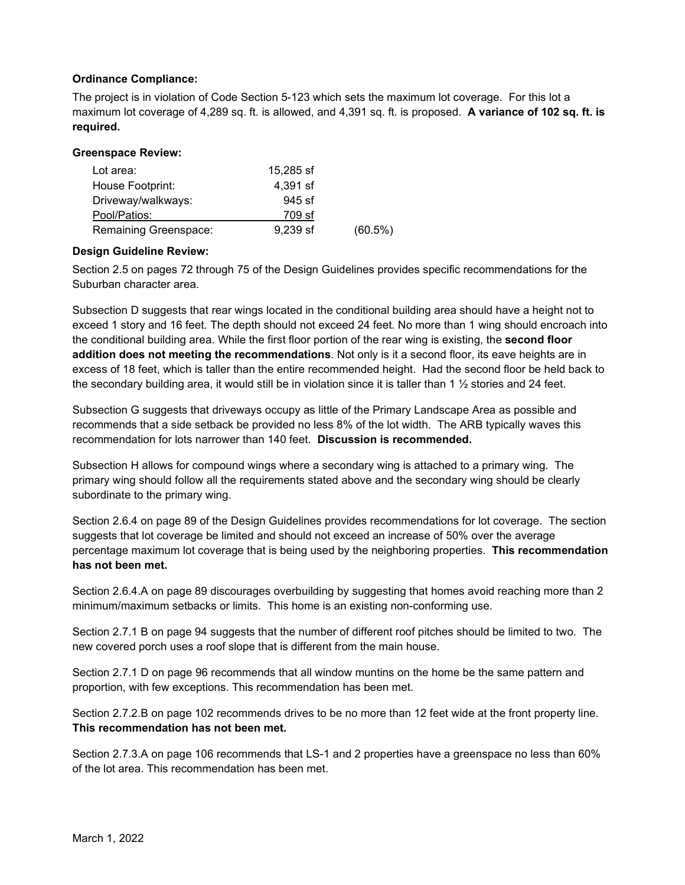**Ordinance Compliance:**

The project is in violation of Code Section 5-123 which sets the maximum lot coverage. For this lot a maximum lot coverage of 4,289 sq. ft. is allowed, and 4,391 sq. ft. is proposed. **A variance of 102 sq. ft. is required.**

**Greenspace Review:**

| | | |
|---|---|---|
| Lot area: | 15,285 sf | |
| House Footprint: | 4,391 sf | |
| Driveway/walkways: | 945 sf | |
| Pool/Patios: | 709 sf | |
| Remaining Greenspace: | 9,239 sf | (60.5%) |

**Design Guideline Review:**

Section 2.5 on pages 72 through 75 of the Design Guidelines provides specific recommendations for the Suburban character area.

Subsection D suggests that rear wings located in the conditional building area should have a height not to exceed 1 story and 16 feet. The depth should not exceed 24 feet. No more than 1 wing should encroach into the conditional building area. While the first floor portion of the rear wing is existing, the **second floor addition does not meeting the recommendations**. Not only is it a second floor, its eave heights are in excess of 18 feet, which is taller than the entire recommended height. Had the second floor be held back to the secondary building area, it would still be in violation since it is taller than 1 ½ stories and 24 feet.

Subsection G suggests that driveways occupy as little of the Primary Landscape Area as possible and recommends that a side setback be provided no less 8% of the lot width. The ARB typically waves this recommendation for lots narrower than 140 feet. **Discussion is recommended.**

Subsection H allows for compound wings where a secondary wing is attached to a primary wing. The primary wing should follow all the requirements stated above and the secondary wing should be clearly subordinate to the primary wing.

Section 2.6.4 on page 89 of the Design Guidelines provides recommendations for lot coverage. The section suggests that lot coverage be limited and should not exceed an increase of 50% over the average percentage maximum lot coverage that is being used by the neighboring properties. **This recommendation has not been met.**

Section 2.6.4.A on page 89 discourages overbuilding by suggesting that homes avoid reaching more than 2 minimum/maximum setbacks or limits. This home is an existing non-conforming use.

Section 2.7.1 B on page 94 suggests that the number of different roof pitches should be limited to two. The new covered porch uses a roof slope that is different from the main house.

Section 2.7.1 D on page 96 recommends that all window muntins on the home be the same pattern and proportion, with few exceptions. This recommendation has been met.

Section 2.7.2.B on page 102 recommends drives to be no more than 12 feet wide at the front property line. **This recommendation has not been met.**

Section 2.7.3.A on page 106 recommends that LS-1 and 2 properties have a greenspace no less than 60% of the lot area. This recommendation has been met.

March 1, 2022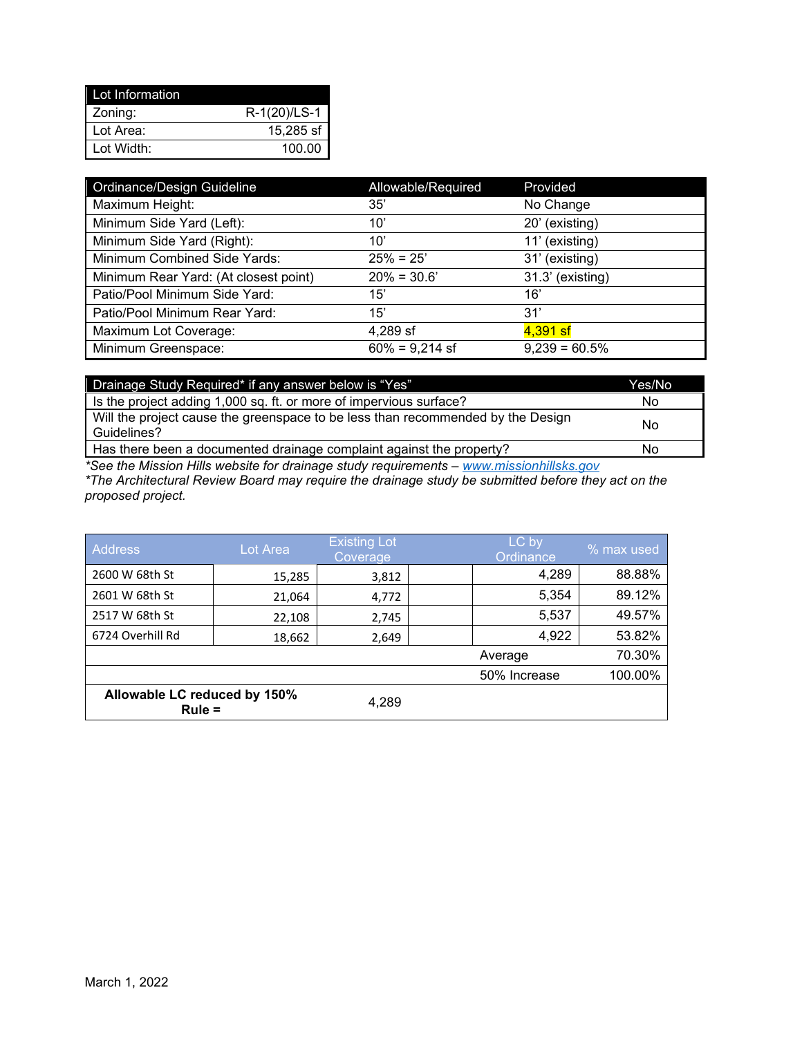| Lot Information | |
|---|---|
| Zoning: | R-1(20)/LS-1 |
| Lot Area: | 15,285 sf |
| Lot Width: | 100.00 |

| Ordinance/Design Guideline | Allowable/Required | Provided |
|---|---|---|
| Maximum Height: | 35' | No Change |
| Minimum Side Yard (Left): | 10' | 20' (existing) |
| Minimum Side Yard (Right): | 10' | 11' (existing) |
| Minimum Combined Side Yards: | 25% = 25' | 31' (existing) |
| Minimum Rear Yard: (At closest point) | 20% = 30.6' | 31.3' (existing) |
| Patio/Pool Minimum Side Yard: | 15' | 16' |
| Patio/Pool Minimum Rear Yard: | 15' | 31' |
| Maximum Lot Coverage: | 4,289 sf | 4,391 sf |
| Minimum Greenspace: | 60% = 9,214 sf | 9,239 = 60.5% |

| Drainage Study Required* if any answer below is "Yes" | Yes/No |
|---|---|
| Is the project adding 1,000 sq. ft. or more of impervious surface? | No |
| Will the project cause the greenspace to be less than recommended by the Design Guidelines? | No |
| Has there been a documented drainage complaint against the property? | No |

*\*See the Mission Hills website for drainage study requirements – www.missionhillsks.gov*
*\*The Architectural Review Board may require the drainage study be submitted before they act on the proposed project.*

| Address | Lot Area | Existing Lot Coverage | | LC by Ordinance | % max used |
|---|---|---|---|---|---|
| 2600 W 68th St | 15,285 | 3,812 | | 4,289 | 88.88% |
| 2601 W 68th St | 21,064 | 4,772 | | 5,354 | 89.12% |
| 2517 W 68th St | 22,108 | 2,745 | | 5,537 | 49.57% |
| 6724 Overhill Rd | 18,662 | 2,649 | | 4,922 | 53.82% |
| | | | | Average | 70.30% |
| | | | | 50% Increase | 100.00% |
| **Allowable LC reduced by 150% Rule =** | | 4,289 | | | |

March 1, 2022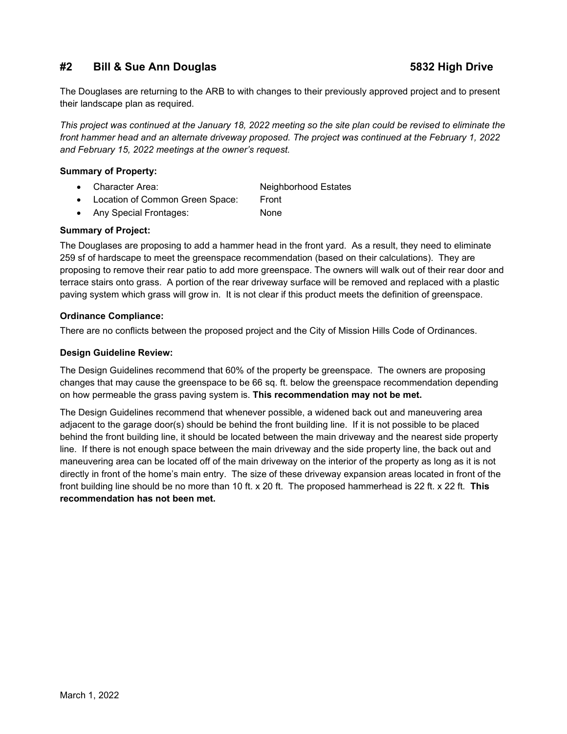## #2 Bill & Sue Ann Douglas 5832 High Drive

The Douglases are returning to the ARB to with changes to their previously approved project and to present their landscape plan as required.

*This project was continued at the January 18, 2022 meeting so the site plan could be revised to eliminate the front hammer head and an alternate driveway proposed. The project was continued at the February 1, 2022 and February 15, 2022 meetings at the owner's request.*

**Summary of Property:**

- Character Area: Neighborhood Estates
- Location of Common Green Space: Front
- Any Special Frontages: None

**Summary of Project:**

The Douglases are proposing to add a hammer head in the front yard. As a result, they need to eliminate 259 sf of hardscape to meet the greenspace recommendation (based on their calculations). They are proposing to remove their rear patio to add more greenspace. The owners will walk out of their rear door and terrace stairs onto grass. A portion of the rear driveway surface will be removed and replaced with a plastic paving system which grass will grow in. It is not clear if this product meets the definition of greenspace.

**Ordinance Compliance:**

There are no conflicts between the proposed project and the City of Mission Hills Code of Ordinances.

**Design Guideline Review:**

The Design Guidelines recommend that 60% of the property be greenspace. The owners are proposing changes that may cause the greenspace to be 66 sq. ft. below the greenspace recommendation depending on how permeable the grass paving system is. **This recommendation may not be met.**

The Design Guidelines recommend that whenever possible, a widened back out and maneuvering area adjacent to the garage door(s) should be behind the front building line. If it is not possible to be placed behind the front building line, it should be located between the main driveway and the nearest side property line. If there is not enough space between the main driveway and the side property line, the back out and maneuvering area can be located off of the main driveway on the interior of the property as long as it is not directly in front of the home's main entry. The size of these driveway expansion areas located in front of the front building line should be no more than 10 ft. x 20 ft. The proposed hammerhead is 22 ft. x 22 ft. **This recommendation has not been met.**

March 1, 2022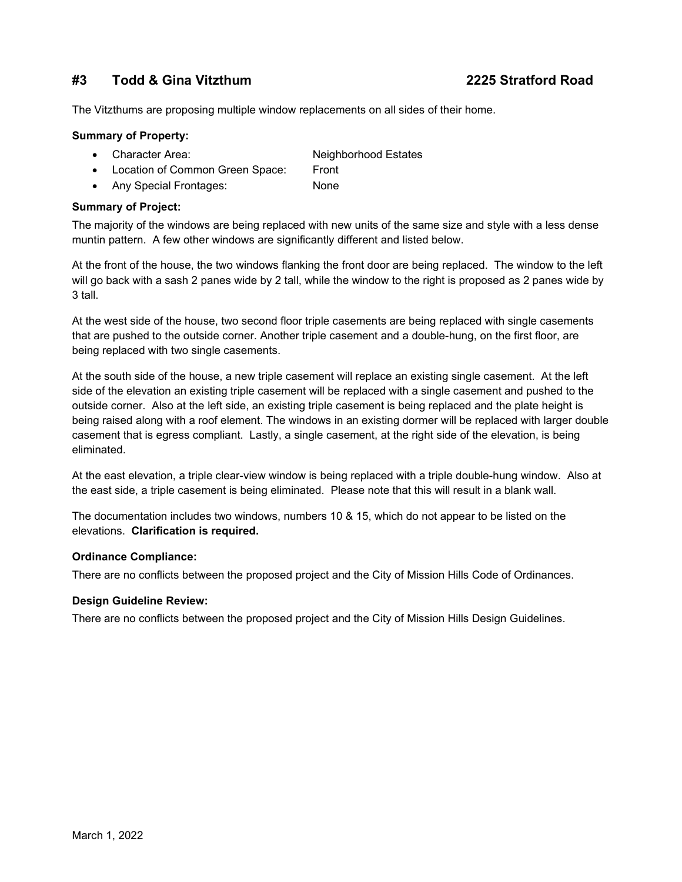## #3 Todd & Gina Vitzthum 2225 Stratford Road

The Vitzthums are proposing multiple window replacements on all sides of their home.

**Summary of Property:**

- Character Area: Neighborhood Estates
- Location of Common Green Space: Front
- Any Special Frontages: None

**Summary of Project:**

The majority of the windows are being replaced with new units of the same size and style with a less dense muntin pattern. A few other windows are significantly different and listed below.

At the front of the house, the two windows flanking the front door are being replaced. The window to the left will go back with a sash 2 panes wide by 2 tall, while the window to the right is proposed as 2 panes wide by 3 tall.

At the west side of the house, two second floor triple casements are being replaced with single casements that are pushed to the outside corner. Another triple casement and a double-hung, on the first floor, are being replaced with two single casements.

At the south side of the house, a new triple casement will replace an existing single casement. At the left side of the elevation an existing triple casement will be replaced with a single casement and pushed to the outside corner. Also at the left side, an existing triple casement is being replaced and the plate height is being raised along with a roof element. The windows in an existing dormer will be replaced with larger double casement that is egress compliant. Lastly, a single casement, at the right side of the elevation, is being eliminated.

At the east elevation, a triple clear-view window is being replaced with a triple double-hung window. Also at the east side, a triple casement is being eliminated. Please note that this will result in a blank wall.

The documentation includes two windows, numbers 10 & 15, which do not appear to be listed on the elevations. **Clarification is required.**

**Ordinance Compliance:**

There are no conflicts between the proposed project and the City of Mission Hills Code of Ordinances.

**Design Guideline Review:**

There are no conflicts between the proposed project and the City of Mission Hills Design Guidelines.

March 1, 2022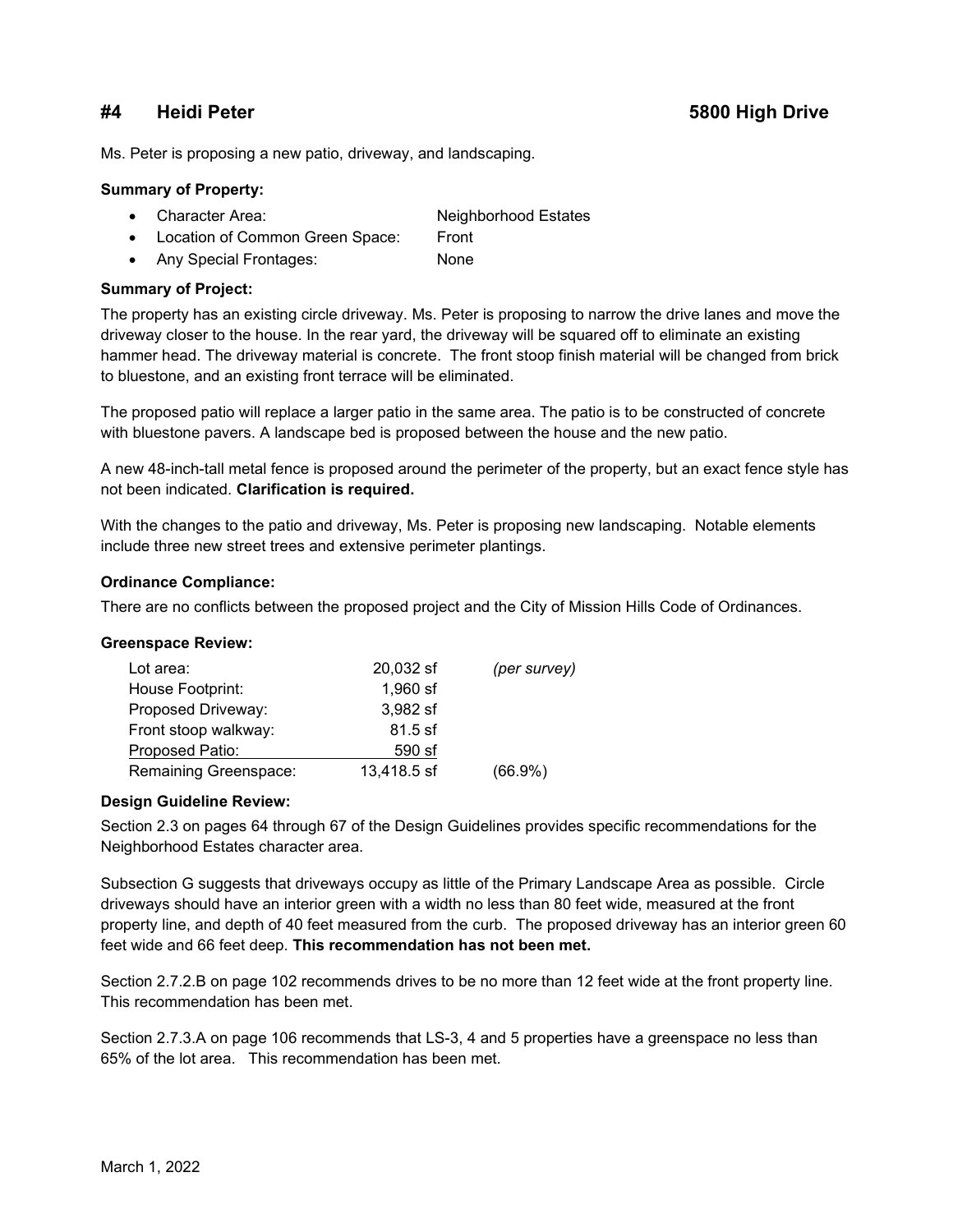## #4 Heidi Peter 5800 High Drive

Ms. Peter is proposing a new patio, driveway, and landscaping.

**Summary of Property:**

- Character Area: Neighborhood Estates
- Location of Common Green Space: Front
- Any Special Frontages: None

**Summary of Project:**

The property has an existing circle driveway. Ms. Peter is proposing to narrow the drive lanes and move the driveway closer to the house. In the rear yard, the driveway will be squared off to eliminate an existing hammer head. The driveway material is concrete. The front stoop finish material will be changed from brick to bluestone, and an existing front terrace will be eliminated.

The proposed patio will replace a larger patio in the same area. The patio is to be constructed of concrete with bluestone pavers. A landscape bed is proposed between the house and the new patio.

A new 48-inch-tall metal fence is proposed around the perimeter of the property, but an exact fence style has not been indicated. **Clarification is required.**

With the changes to the patio and driveway, Ms. Peter is proposing new landscaping. Notable elements include three new street trees and extensive perimeter plantings.

**Ordinance Compliance:**

There are no conflicts between the proposed project and the City of Mission Hills Code of Ordinances.

**Greenspace Review:**

| | | |
|---|---|---|
| Lot area: | 20,032 sf | *(per survey)* |
| House Footprint: | 1,960 sf | |
| Proposed Driveway: | 3,982 sf | |
| Front stoop walkway: | 81.5 sf | |
| Proposed Patio: | 590 sf | |
| Remaining Greenspace: | 13,418.5 sf | (66.9%) |

**Design Guideline Review:**

Section 2.3 on pages 64 through 67 of the Design Guidelines provides specific recommendations for the Neighborhood Estates character area.

Subsection G suggests that driveways occupy as little of the Primary Landscape Area as possible. Circle driveways should have an interior green with a width no less than 80 feet wide, measured at the front property line, and depth of 40 feet measured from the curb. The proposed driveway has an interior green 60 feet wide and 66 feet deep. **This recommendation has not been met.**

Section 2.7.2.B on page 102 recommends drives to be no more than 12 feet wide at the front property line. This recommendation has been met.

Section 2.7.3.A on page 106 recommends that LS-3, 4 and 5 properties have a greenspace no less than 65% of the lot area. This recommendation has been met.

March 1, 2022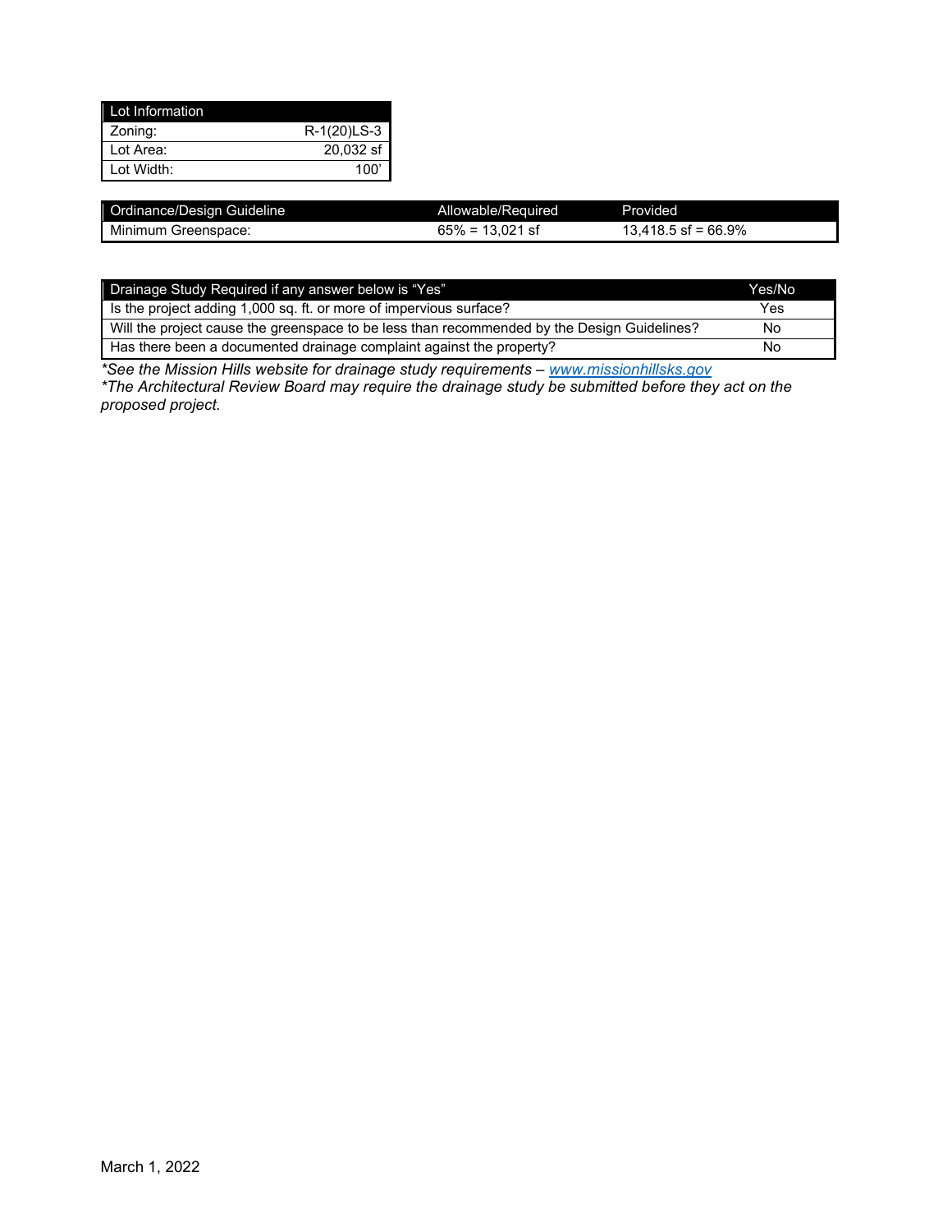| Lot Information | |
|---|---|
| Zoning: | R-1(20)LS-3 |
| Lot Area: | 20,032 sf |
| Lot Width: | 100’ |

| Ordinance/Design Guideline | Allowable/Required | Provided |
|---|---|---|
| Minimum Greenspace: | 65% = 13,021 sf | 13,418.5 sf = 66.9% |

| Drainage Study Required if any answer below is “Yes” | Yes/No |
|---|---|
| Is the project adding 1,000 sq. ft. or more of impervious surface? | Yes |
| Will the project cause the greenspace to be less than recommended by the Design Guidelines? | No |
| Has there been a documented drainage complaint against the property? | No |

*\*See the Mission Hills website for drainage study requirements – [www.missionhillsks.gov](www.missionhillsks.gov)*
*\*The Architectural Review Board may require the drainage study be submitted before they act on the proposed project.*

March 1, 2022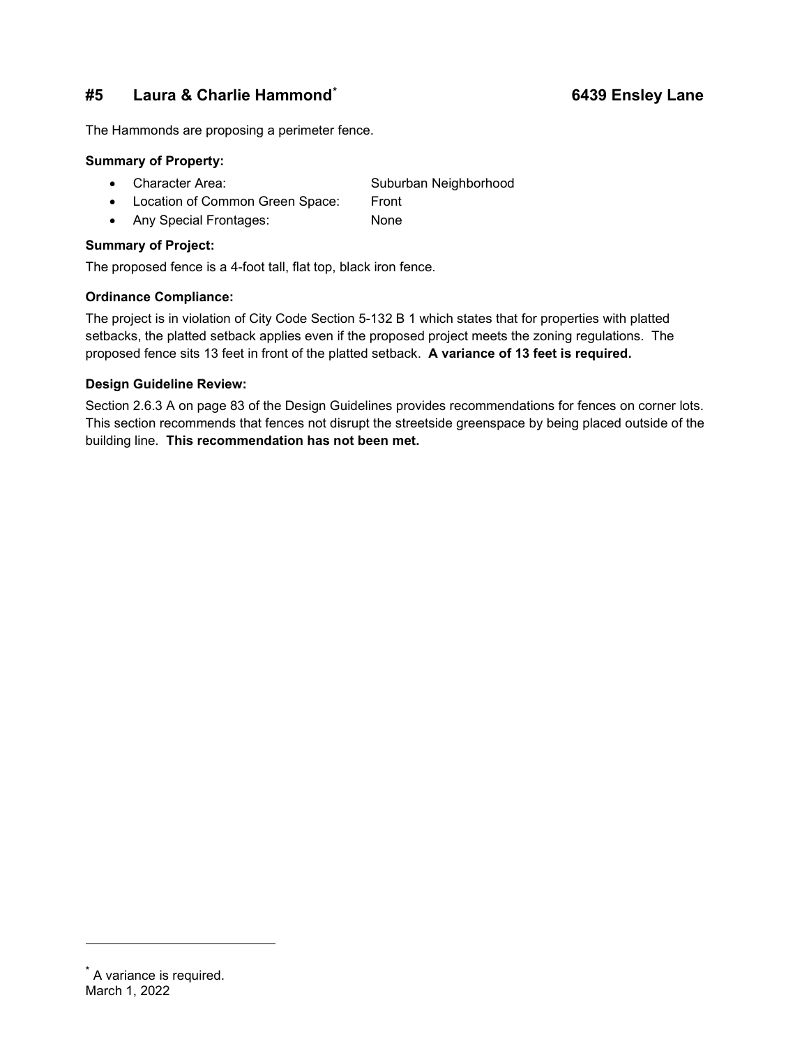## #5 Laura & Charlie Hammond[*] 6439 Ensley Lane

The Hammonds are proposing a perimeter fence.

**Summary of Property:**

- Character Area: Suburban Neighborhood
- Location of Common Green Space: Front
- Any Special Frontages: None

**Summary of Project:**

The proposed fence is a 4-foot tall, flat top, black iron fence.

**Ordinance Compliance:**

The project is in violation of City Code Section 5-132 B 1 which states that for properties with platted setbacks, the platted setback applies even if the proposed project meets the zoning regulations. The proposed fence sits 13 feet in front of the platted setback. **A variance of 13 feet is required.**

**Design Guideline Review:**

Section 2.6.3 A on page 83 of the Design Guidelines provides recommendations for fences on corner lots. This section recommends that fences not disrupt the streetside greenspace by being placed outside of the building line. **This recommendation has not been met.**

[*] A variance is required.

March 1, 2022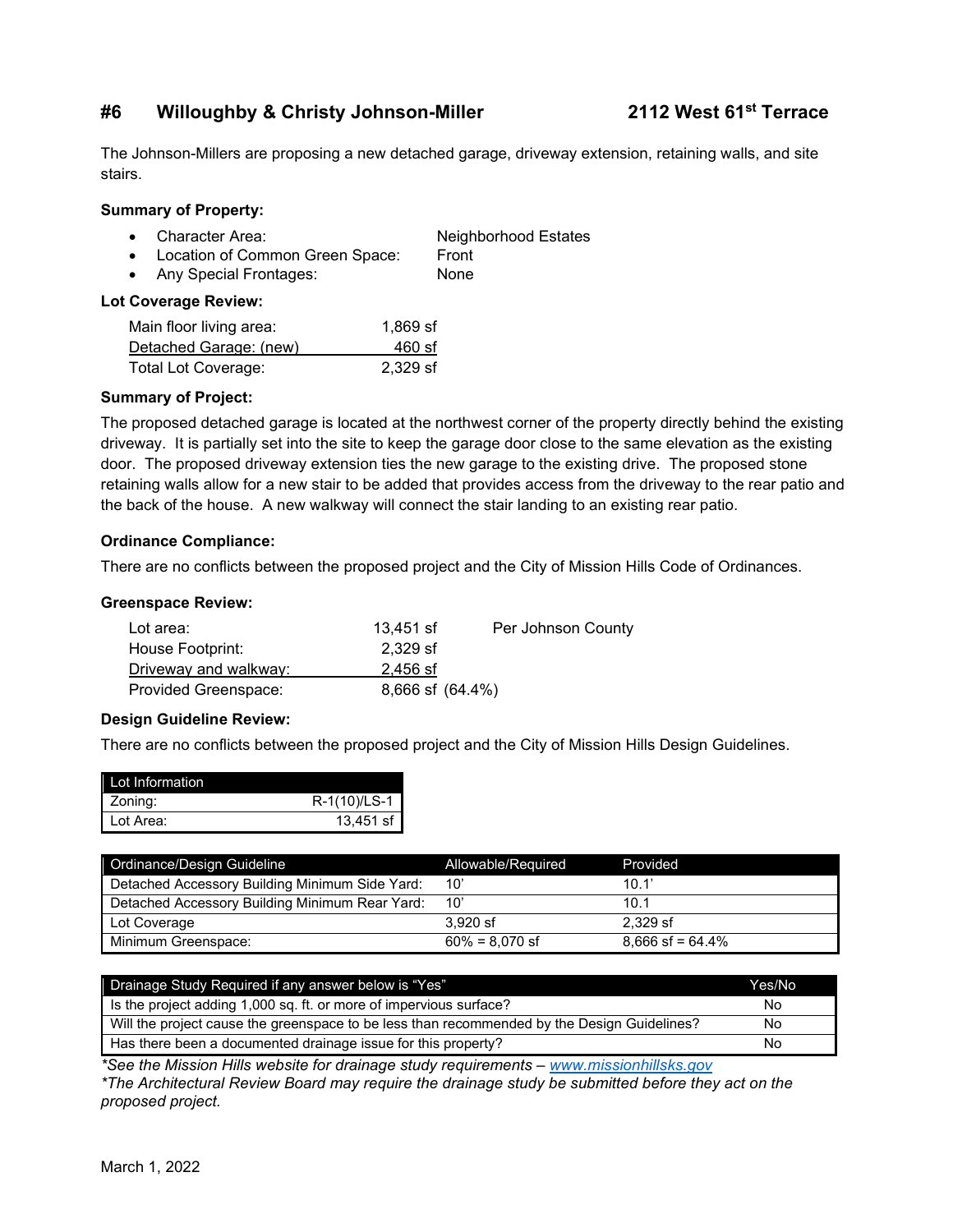## #6 Willoughby & Christy Johnson-Miller 2112 West 61st Terrace

The Johnson-Millers are proposing a new detached garage, driveway extension, retaining walls, and site stairs.

**Summary of Property:**

- Character Area: Neighborhood Estates
- Location of Common Green Space: Front
- Any Special Frontages: None

**Lot Coverage Review:**

| | |
|---|---|
| Main floor living area: | 1,869 sf |
| Detached Garage: (new) | 460 sf |
| Total Lot Coverage: | 2,329 sf |

**Summary of Project:**

The proposed detached garage is located at the northwest corner of the property directly behind the existing driveway. It is partially set into the site to keep the garage door close to the same elevation as the existing door. The proposed driveway extension ties the new garage to the existing drive. The proposed stone retaining walls allow for a new stair to be added that provides access from the driveway to the rear patio and the back of the house. A new walkway will connect the stair landing to an existing rear patio.

**Ordinance Compliance:**

There are no conflicts between the proposed project and the City of Mission Hills Code of Ordinances.

**Greenspace Review:**

| | | |
|---|---|---|
| Lot area: | 13,451 sf | Per Johnson County |
| House Footprint: | 2,329 sf | |
| Driveway and walkway: | 2,456 sf | |
| Provided Greenspace: | 8,666 sf (64.4%) | |

**Design Guideline Review:**

There are no conflicts between the proposed project and the City of Mission Hills Design Guidelines.

| Lot Information | |
|---|---|
| Zoning: | R-1(10)/LS-1 |
| Lot Area: | 13,451 sf |

| Ordinance/Design Guideline | Allowable/Required | Provided |
|---|---|---|
| Detached Accessory Building Minimum Side Yard: | 10' | 10.1' |
| Detached Accessory Building Minimum Rear Yard: | 10' | 10.1 |
| Lot Coverage | 3,920 sf | 2,329 sf |
| Minimum Greenspace: | 60% = 8,070 sf | 8,666 sf = 64.4% |

| Drainage Study Required if any answer below is "Yes" | Yes/No |
|---|---|
| Is the project adding 1,000 sq. ft. or more of impervious surface? | No |
| Will the project cause the greenspace to be less than recommended by the Design Guidelines? | No |
| Has there been a documented drainage issue for this property? | No |

*\*See the Mission Hills website for drainage study requirements – www.missionhillsks.gov*
*\*The Architectural Review Board may require the drainage study be submitted before they act on the proposed project.*

March 1, 2022